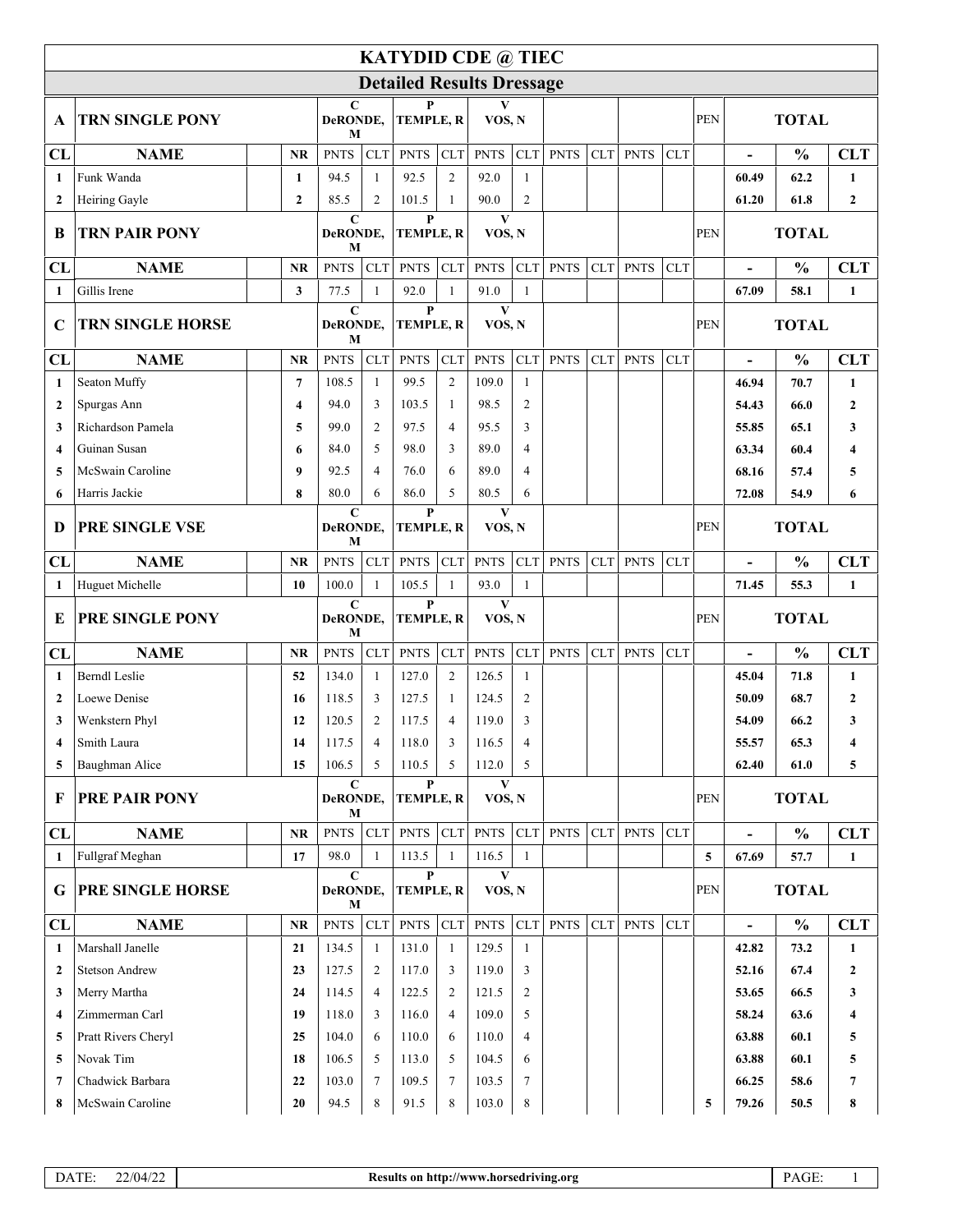# KATYDID CDE @ TIEC

## Detailed Results Dressage

| A | TRN SINGLE PONY | | | C DeRONDE, M | | P TEMPLE, R | | V VOS, N | | | | | | PEN | TOTAL | | |
|---|---|---|---|---|---|---|---|---|---|---|---|---|---|---|---|---|---|
| CL | NAME | | NR | PNTS | CLT | PNTS | CLT | PNTS | CLT | PNTS | CLT | PNTS | CLT | | - | % | CLT |
| 1 | Funk Wanda | | 1 | 94.5 | 1 | 92.5 | 2 | 92.0 | 1 | | | | | | 60.49 | 62.2 | 1 |
| 2 | Heiring Gayle | | 2 | 85.5 | 2 | 101.5 | 1 | 90.0 | 2 | | | | | | 61.20 | 61.8 | 2 |

| B | TRN PAIR PONY | | | C DeRONDE, M | | P TEMPLE, R | | V VOS, N | | | | | | PEN | TOTAL | | |
|---|---|---|---|---|---|---|---|---|---|---|---|---|---|---|---|---|---|
| CL | NAME | | NR | PNTS | CLT | PNTS | CLT | PNTS | CLT | PNTS | CLT | PNTS | CLT | | - | % | CLT |
| 1 | Gillis Irene | | 3 | 77.5 | 1 | 92.0 | 1 | 91.0 | 1 | | | | | | 67.09 | 58.1 | 1 |

| C | TRN SINGLE HORSE | | | C DeRONDE, M | | P TEMPLE, R | | V VOS, N | | | | | | PEN | TOTAL | | |
|---|---|---|---|---|---|---|---|---|---|---|---|---|---|---|---|---|---|
| CL | NAME | | NR | PNTS | CLT | PNTS | CLT | PNTS | CLT | PNTS | CLT | PNTS | CLT | | - | % | CLT |
| 1 | Seaton Muffy | | 7 | 108.5 | 1 | 99.5 | 2 | 109.0 | 1 | | | | | | 46.94 | 70.7 | 1 |
| 2 | Spurgas Ann | | 4 | 94.0 | 3 | 103.5 | 1 | 98.5 | 2 | | | | | | 54.43 | 66.0 | 2 |
| 3 | Richardson Pamela | | 5 | 99.0 | 2 | 97.5 | 4 | 95.5 | 3 | | | | | | 55.85 | 65.1 | 3 |
| 4 | Guinan Susan | | 6 | 84.0 | 5 | 98.0 | 3 | 89.0 | 4 | | | | | | 63.34 | 60.4 | 4 |
| 5 | McSwain Caroline | | 9 | 92.5 | 4 | 76.0 | 6 | 89.0 | 4 | | | | | | 68.16 | 57.4 | 5 |
| 6 | Harris Jackie | | 8 | 80.0 | 6 | 86.0 | 5 | 80.5 | 6 | | | | | | 72.08 | 54.9 | 6 |

| D | PRE SINGLE VSE | | | C DeRONDE, M | | P TEMPLE, R | | V VOS, N | | | | | | PEN | TOTAL | | |
|---|---|---|---|---|---|---|---|---|---|---|---|---|---|---|---|---|---|
| CL | NAME | | NR | PNTS | CLT | PNTS | CLT | PNTS | CLT | PNTS | CLT | PNTS | CLT | | - | % | CLT |
| 1 | Huguet Michelle | | 10 | 100.0 | 1 | 105.5 | 1 | 93.0 | 1 | | | | | | 71.45 | 55.3 | 1 |

| E | PRE SINGLE PONY | | | C DeRONDE, M | | P TEMPLE, R | | V VOS, N | | | | | | PEN | TOTAL | | |
|---|---|---|---|---|---|---|---|---|---|---|---|---|---|---|---|---|---|
| CL | NAME | | NR | PNTS | CLT | PNTS | CLT | PNTS | CLT | PNTS | CLT | PNTS | CLT | | - | % | CLT |
| 1 | Berndl Leslie | | 52 | 134.0 | 1 | 127.0 | 2 | 126.5 | 1 | | | | | | 45.04 | 71.8 | 1 |
| 2 | Loewe Denise | | 16 | 118.5 | 3 | 127.5 | 1 | 124.5 | 2 | | | | | | 50.09 | 68.7 | 2 |
| 3 | Wenkstern Phyl | | 12 | 120.5 | 2 | 117.5 | 4 | 119.0 | 3 | | | | | | 54.09 | 66.2 | 3 |
| 4 | Smith Laura | | 14 | 117.5 | 4 | 118.0 | 3 | 116.5 | 4 | | | | | | 55.57 | 65.3 | 4 |
| 5 | Baughman Alice | | 15 | 106.5 | 5 | 110.5 | 5 | 112.0 | 5 | | | | | | 62.40 | 61.0 | 5 |

| F | PRE PAIR PONY | | | C DeRONDE, M | | P TEMPLE, R | | V VOS, N | | | | | | PEN | TOTAL | | |
|---|---|---|---|---|---|---|---|---|---|---|---|---|---|---|---|---|---|
| CL | NAME | | NR | PNTS | CLT | PNTS | CLT | PNTS | CLT | PNTS | CLT | PNTS | CLT | | - | % | CLT |
| 1 | Fullgraf Meghan | | 17 | 98.0 | 1 | 113.5 | 1 | 116.5 | 1 | | | | | 5 | 67.69 | 57.7 | 1 |

| G | PRE SINGLE HORSE | | | C DeRONDE, M | | P TEMPLE, R | | V VOS, N | | | | | | PEN | TOTAL | | |
|---|---|---|---|---|---|---|---|---|---|---|---|---|---|---|---|---|---|
| CL | NAME | | NR | PNTS | CLT | PNTS | CLT | PNTS | CLT | PNTS | CLT | PNTS | CLT | | - | % | CLT |
| 1 | Marshall Janelle | | 21 | 134.5 | 1 | 131.0 | 1 | 129.5 | 1 | | | | | | 42.82 | 73.2 | 1 |
| 2 | Stetson Andrew | | 23 | 127.5 | 2 | 117.0 | 3 | 119.0 | 3 | | | | | | 52.16 | 67.4 | 2 |
| 3 | Merry Martha | | 24 | 114.5 | 4 | 122.5 | 2 | 121.5 | 2 | | | | | | 53.65 | 66.5 | 3 |
| 4 | Zimmerman Carl | | 19 | 118.0 | 3 | 116.0 | 4 | 109.0 | 5 | | | | | | 58.24 | 63.6 | 4 |
| 5 | Pratt Rivers Cheryl | | 25 | 104.0 | 6 | 110.0 | 6 | 110.0 | 4 | | | | | | 63.88 | 60.1 | 5 |
| 5 | Novak Tim | | 18 | 106.5 | 5 | 113.0 | 5 | 104.5 | 6 | | | | | | 63.88 | 60.1 | 5 |
| 7 | Chadwick Barbara | | 22 | 103.0 | 7 | 109.5 | 7 | 103.5 | 7 | | | | | | 66.25 | 58.6 | 7 |
| 8 | McSwain Caroline | | 20 | 94.5 | 8 | 91.5 | 8 | 103.0 | 8 | | | | | 5 | 79.26 | 50.5 | 8 |

DATE: 22/04/22 | Results on http://www.horsedriving.org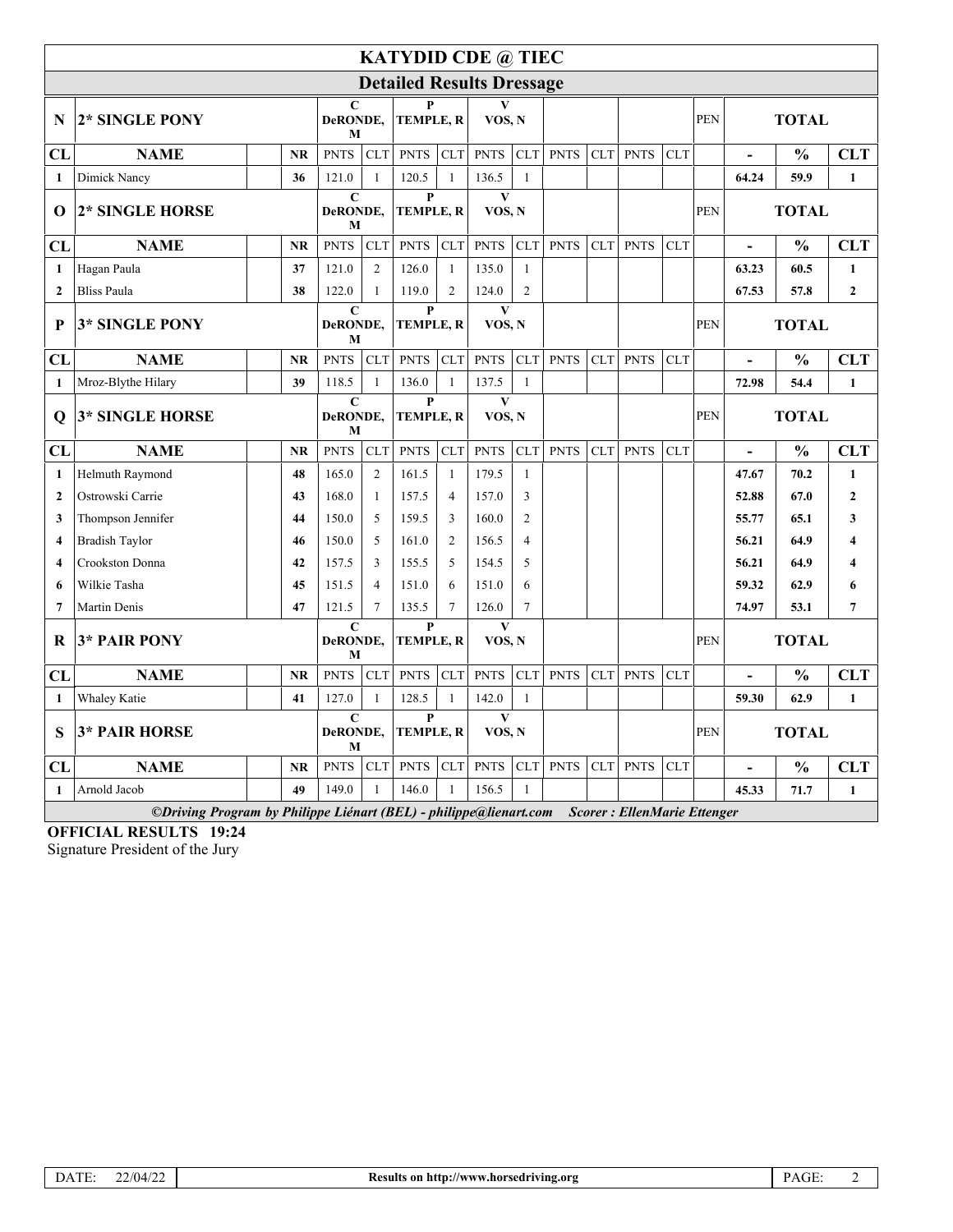# KATYDID CDE @ TIEC

## Detailed Results Dressage

| N | 2* SINGLE PONY | | C DeRONDE, M | | P TEMPLE, R | | V VOS, N | | | | | | PEN | TOTAL | | |
|---|---|---|---|---|---|---|---|---|---|---|---|---|---|---|---|---|
| **CL** | **NAME** | **NR** | PNTS | CLT | PNTS | CLT | PNTS | CLT | PNTS | CLT | PNTS | CLT | | **-** | **%** | **CLT** |
| 1 | Dimick Nancy | 36 | 121.0 | 1 | 120.5 | 1 | 136.5 | 1 | | | | | | 64.24 | 59.9 | 1 |

| O | 2* SINGLE HORSE | | C DeRONDE, M | | P TEMPLE, R | | V VOS, N | | | | | | PEN | TOTAL | | |
|---|---|---|---|---|---|---|---|---|---|---|---|---|---|---|---|---|
| **CL** | **NAME** | **NR** | PNTS | CLT | PNTS | CLT | PNTS | CLT | PNTS | CLT | PNTS | CLT | | **-** | **%** | **CLT** |
| 1 | Hagan Paula | 37 | 121.0 | 2 | 126.0 | 1 | 135.0 | 1 | | | | | | 63.23 | 60.5 | 1 |
| 2 | Bliss Paula | 38 | 122.0 | 1 | 119.0 | 2 | 124.0 | 2 | | | | | | 67.53 | 57.8 | 2 |

| P | 3* SINGLE PONY | | C DeRONDE, M | | P TEMPLE, R | | V VOS, N | | | | | | PEN | TOTAL | | |
|---|---|---|---|---|---|---|---|---|---|---|---|---|---|---|---|---|
| **CL** | **NAME** | **NR** | PNTS | CLT | PNTS | CLT | PNTS | CLT | PNTS | CLT | PNTS | CLT | | **-** | **%** | **CLT** |
| 1 | Mroz-Blythe Hilary | 39 | 118.5 | 1 | 136.0 | 1 | 137.5 | 1 | | | | | | 72.98 | 54.4 | 1 |

| Q | 3* SINGLE HORSE | | C DeRONDE, M | | P TEMPLE, R | | V VOS, N | | | | | | PEN | TOTAL | | |
|---|---|---|---|---|---|---|---|---|---|---|---|---|---|---|---|---|
| **CL** | **NAME** | **NR** | PNTS | CLT | PNTS | CLT | PNTS | CLT | PNTS | CLT | PNTS | CLT | | **-** | **%** | **CLT** |
| 1 | Helmuth Raymond | 48 | 165.0 | 2 | 161.5 | 1 | 179.5 | 1 | | | | | | 47.67 | 70.2 | 1 |
| 2 | Ostrowski Carrie | 43 | 168.0 | 1 | 157.5 | 4 | 157.0 | 3 | | | | | | 52.88 | 67.0 | 2 |
| 3 | Thompson Jennifer | 44 | 150.0 | 5 | 159.5 | 3 | 160.0 | 2 | | | | | | 55.77 | 65.1 | 3 |
| 4 | Bradish Taylor | 46 | 150.0 | 5 | 161.0 | 2 | 156.5 | 4 | | | | | | 56.21 | 64.9 | 4 |
| 4 | Crookston Donna | 42 | 157.5 | 3 | 155.5 | 5 | 154.5 | 5 | | | | | | 56.21 | 64.9 | 4 |
| 6 | Wilkie Tasha | 45 | 151.5 | 4 | 151.0 | 6 | 151.0 | 6 | | | | | | 59.32 | 62.9 | 6 |
| 7 | Martin Denis | 47 | 121.5 | 7 | 135.5 | 7 | 126.0 | 7 | | | | | | 74.97 | 53.1 | 7 |

| R | 3* PAIR PONY | | C DeRONDE, M | | P TEMPLE, R | | V VOS, N | | | | | | PEN | TOTAL | | |
|---|---|---|---|---|---|---|---|---|---|---|---|---|---|---|---|---|
| **CL** | **NAME** | **NR** | PNTS | CLT | PNTS | CLT | PNTS | CLT | PNTS | CLT | PNTS | CLT | | **-** | **%** | **CLT** |
| 1 | Whaley Katie | 41 | 127.0 | 1 | 128.5 | 1 | 142.0 | 1 | | | | | | 59.30 | 62.9 | 1 |

| S | 3* PAIR HORSE | | C DeRONDE, M | | P TEMPLE, R | | V VOS, N | | | | | | PEN | TOTAL | | |
|---|---|---|---|---|---|---|---|---|---|---|---|---|---|---|---|---|
| **CL** | **NAME** | **NR** | PNTS | CLT | PNTS | CLT | PNTS | CLT | PNTS | CLT | PNTS | CLT | | **-** | **%** | **CLT** |
| 1 | Arnold Jacob | 49 | 149.0 | 1 | 146.0 | 1 | 156.5 | 1 | | | | | | 45.33 | 71.7 | 1 |

*©Driving Program by Philippe Liénart (BEL) - philippe@lienart.com Scorer : EllenMarie Ettenger*

**OFFICIAL RESULTS 19:24**

Signature President of the Jury

DATE: 22/04/22 | **Results on http://www.horsedriving.org**